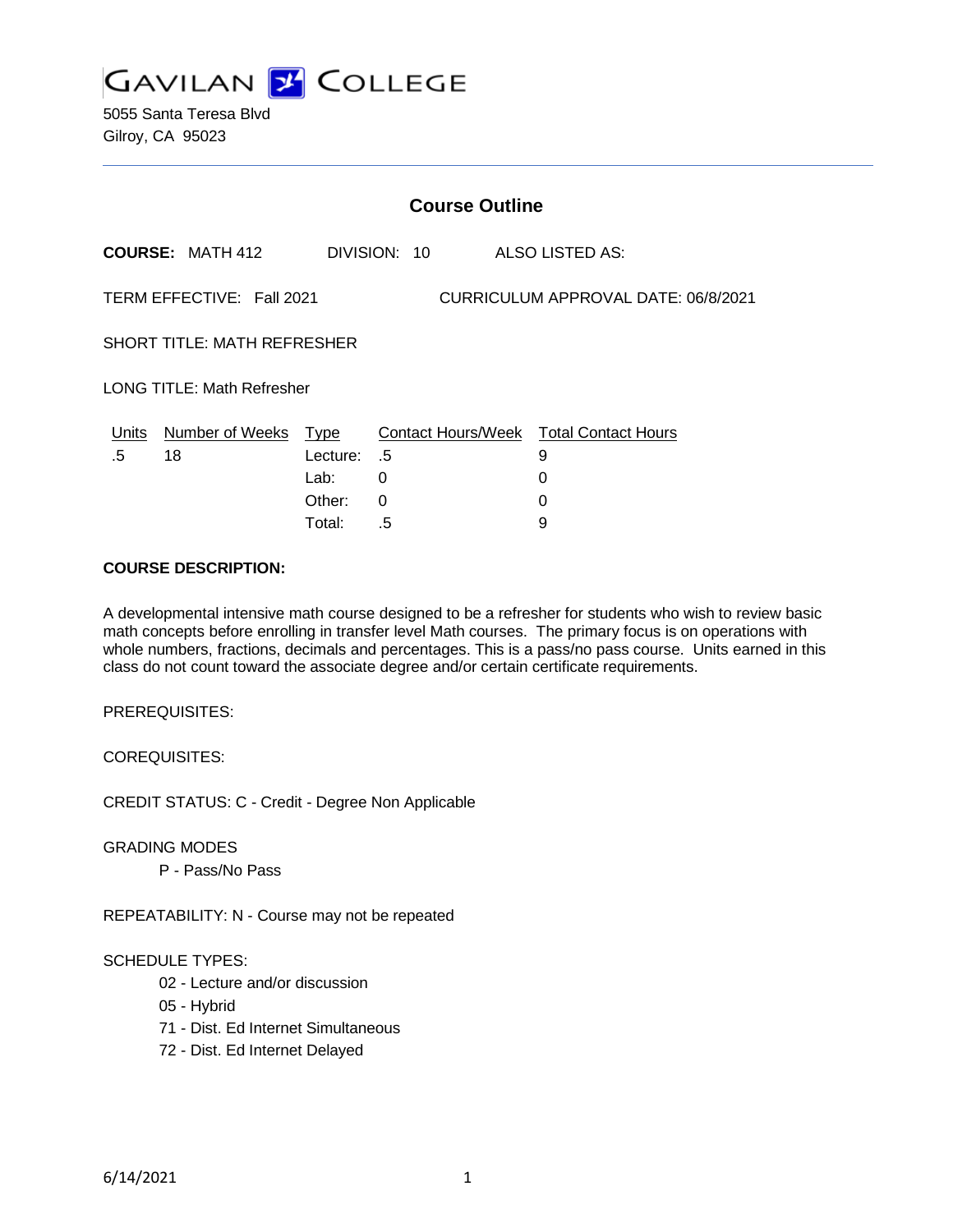# GAVILAN COLLEGE

5055 Santa Teresa Blvd
Gilroy, CA 95023

## Course Outline

**COURSE:** MATH 412 DIVISION: 10 ALSO LISTED AS:

TERM EFFECTIVE: Fall 2021 CURRICULUM APPROVAL DATE: 06/8/2021

SHORT TITLE: MATH REFRESHER

LONG TITLE: Math Refresher

| Units | Number of Weeks | Type | Contact Hours/Week | Total Contact Hours |
|---|---|---|---|---|
| .5 | 18 | Lecture: | .5 | 9 |
| | | Lab: | 0 | 0 |
| | | Other: | 0 | 0 |
| | | Total: | .5 | 9 |

**COURSE DESCRIPTION:**

A developmental intensive math course designed to be a refresher for students who wish to review basic math concepts before enrolling in transfer level Math courses. The primary focus is on operations with whole numbers, fractions, decimals and percentages. This is a pass/no pass course. Units earned in this class do not count toward the associate degree and/or certain certificate requirements.

PREREQUISITES:

COREQUISITES:

CREDIT STATUS: C - Credit - Degree Non Applicable

GRADING MODES

P - Pass/No Pass

REPEATABILITY: N - Course may not be repeated

SCHEDULE TYPES:

02 - Lecture and/or discussion
05 - Hybrid
71 - Dist. Ed Internet Simultaneous
72 - Dist. Ed Internet Delayed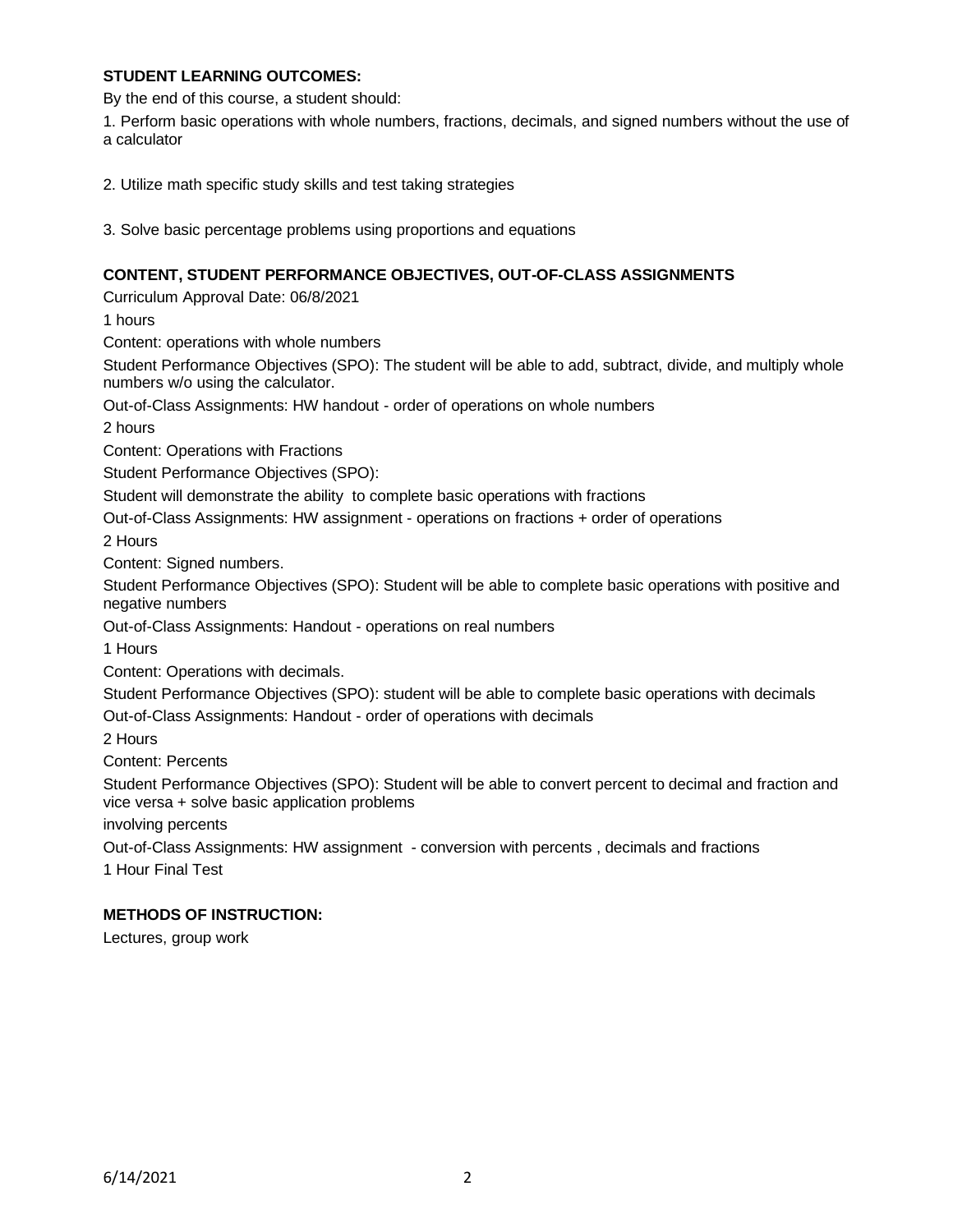**STUDENT LEARNING OUTCOMES:**

By the end of this course, a student should:

1. Perform basic operations with whole numbers, fractions, decimals, and signed numbers without the use of a calculator

2. Utilize math specific study skills and test taking strategies

3. Solve basic percentage problems using proportions and equations

**CONTENT, STUDENT PERFORMANCE OBJECTIVES, OUT-OF-CLASS ASSIGNMENTS**

Curriculum Approval Date: 06/8/2021

1 hours

Content: operations with whole numbers

Student Performance Objectives (SPO): The student will be able to add, subtract, divide, and multiply whole numbers w/o using the calculator.

Out-of-Class Assignments: HW handout - order of operations on whole numbers

2 hours

Content: Operations with Fractions

Student Performance Objectives (SPO):

Student will demonstrate the ability to complete basic operations with fractions

Out-of-Class Assignments: HW assignment - operations on fractions + order of operations

2 Hours

Content: Signed numbers.

Student Performance Objectives (SPO): Student will be able to complete basic operations with positive and negative numbers

Out-of-Class Assignments: Handout - operations on real numbers

1 Hours

Content: Operations with decimals.

Student Performance Objectives (SPO): student will be able to complete basic operations with decimals

Out-of-Class Assignments: Handout - order of operations with decimals

2 Hours

Content: Percents

Student Performance Objectives (SPO): Student will be able to convert percent to decimal and fraction and vice versa + solve basic application problems

involving percents

Out-of-Class Assignments: HW assignment - conversion with percents , decimals and fractions

1 Hour Final Test

**METHODS OF INSTRUCTION:**

Lectures, group work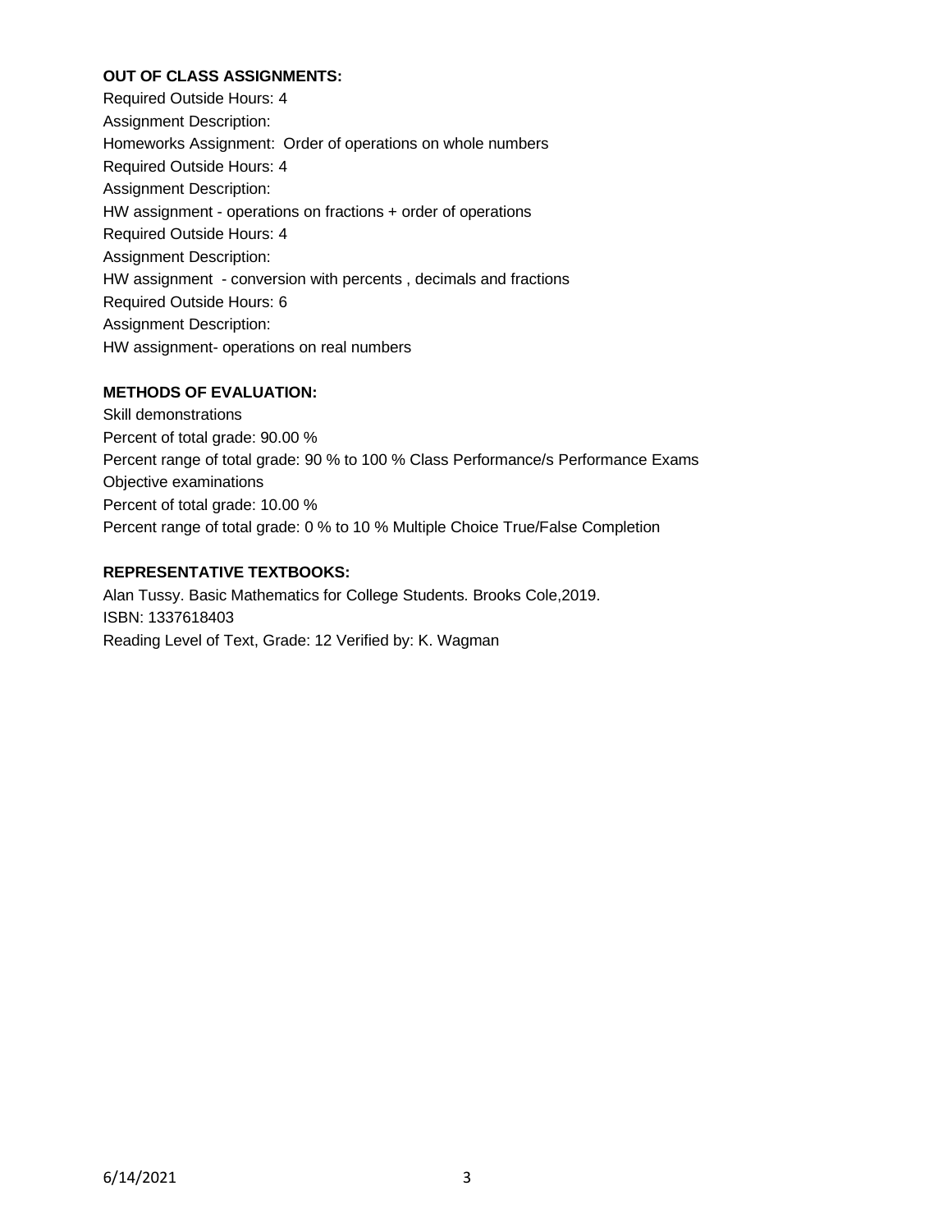**OUT OF CLASS ASSIGNMENTS:**

Required Outside Hours: 4

Assignment Description:

Homeworks Assignment: Order of operations on whole numbers

Required Outside Hours: 4

Assignment Description:

HW assignment - operations on fractions + order of operations

Required Outside Hours: 4

Assignment Description:

HW assignment - conversion with percents , decimals and fractions

Required Outside Hours: 6

Assignment Description:

HW assignment- operations on real numbers

**METHODS OF EVALUATION:**

Skill demonstrations

Percent of total grade: 90.00 %

Percent range of total grade: 90 % to 100 % Class Performance/s Performance Exams

Objective examinations

Percent of total grade: 10.00 %

Percent range of total grade: 0 % to 10 % Multiple Choice True/False Completion

**REPRESENTATIVE TEXTBOOKS:**

Alan Tussy. Basic Mathematics for College Students. Brooks Cole,2019.

ISBN: 1337618403

Reading Level of Text, Grade: 12 Verified by: K. Wagman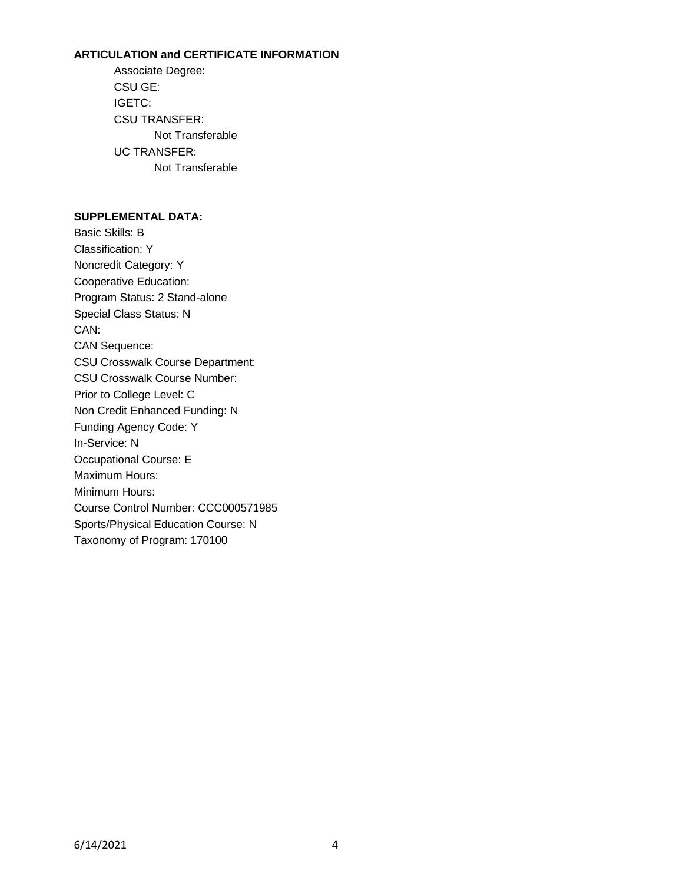**ARTICULATION and CERTIFICATE INFORMATION**

Associate Degree:
CSU GE:
IGETC:
CSU TRANSFER:
  Not Transferable
UC TRANSFER:
  Not Transferable

**SUPPLEMENTAL DATA:**

Basic Skills: B
Classification: Y
Noncredit Category: Y
Cooperative Education:
Program Status: 2 Stand-alone
Special Class Status: N
CAN:
CAN Sequence:
CSU Crosswalk Course Department:
CSU Crosswalk Course Number:
Prior to College Level: C
Non Credit Enhanced Funding: N
Funding Agency Code: Y
In-Service: N
Occupational Course: E
Maximum Hours:
Minimum Hours:
Course Control Number: CCC000571985
Sports/Physical Education Course: N
Taxonomy of Program: 170100